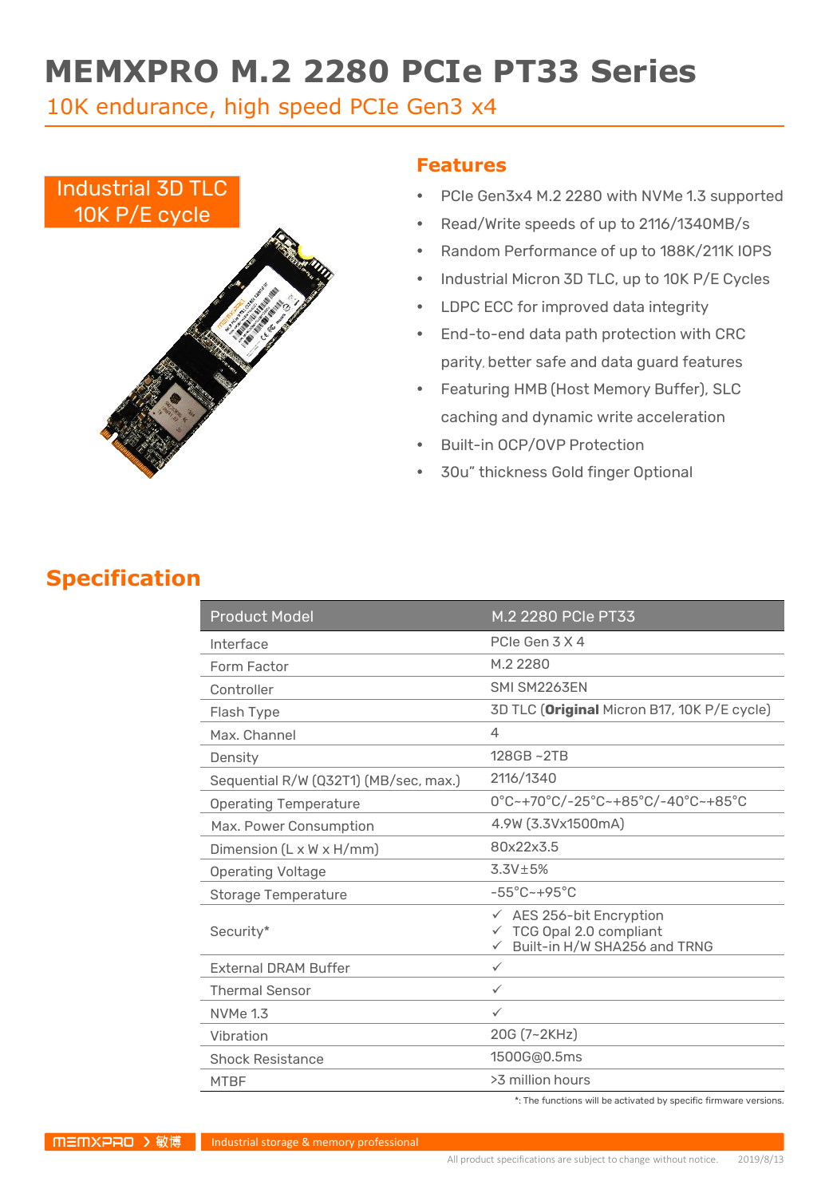# MEMXPRO M.2 2280 PCIe PT33 Series

10K endurance, high speed PCIe Gen3 x4

Industrial 3D TLC
10K P/E cycle

## Features

- PCIe Gen3x4 M.2 2280 with NVMe 1.3 supported
- Read/Write speeds of up to 2116/1340MB/s
- Random Performance of up to 188K/211K IOPS
- Industrial Micron 3D TLC, up to 10K P/E Cycles
- LDPC ECC for improved data integrity
- End-to-end data path protection with CRC parity, better safe and data guard features
- Featuring HMB (Host Memory Buffer), SLC caching and dynamic write acceleration
- Built-in OCP/OVP Protection
- 30u" thickness Gold finger Optional

## Specification

| Product Model | M.2 2280 PCIe PT33 |
|---|---|
| Interface | PCIe Gen 3 X 4 |
| Form Factor | M.2 2280 |
| Controller | SMI SM2263EN |
| Flash Type | 3D TLC (**Original** Micron B17, 10K P/E cycle) |
| Max. Channel | 4 |
| Density | 128GB ~2TB |
| Sequential R/W (Q32T1) (MB/sec, max.) | 2116/1340 |
| Operating Temperature | 0°C~+70°C/-25°C~+85°C/-40°C~+85°C |
| Max. Power Consumption | 4.9W (3.3Vx1500mA) |
| Dimension (L x W x H/mm) | 80x22x3.5 |
| Operating Voltage | 3.3V±5% |
| Storage Temperature | -55°C~+95°C |
| Security* | ✓ AES 256-bit Encryption<br>✓ TCG Opal 2.0 compliant<br>✓ Built-in H/W SHA256 and TRNG |
| External DRAM Buffer | ✓ |
| Thermal Sensor | ✓ |
| NVMe 1.3 | ✓ |
| Vibration | 20G (7~2KHz) |
| Shock Resistance | 1500G@0.5ms |
| MTBF | >3 million hours |

*: The functions will be activated by specific firmware versions.

MEMXPRO 敏博 Industrial storage & memory professional

All product specifications are subject to change without notice. 2019/8/13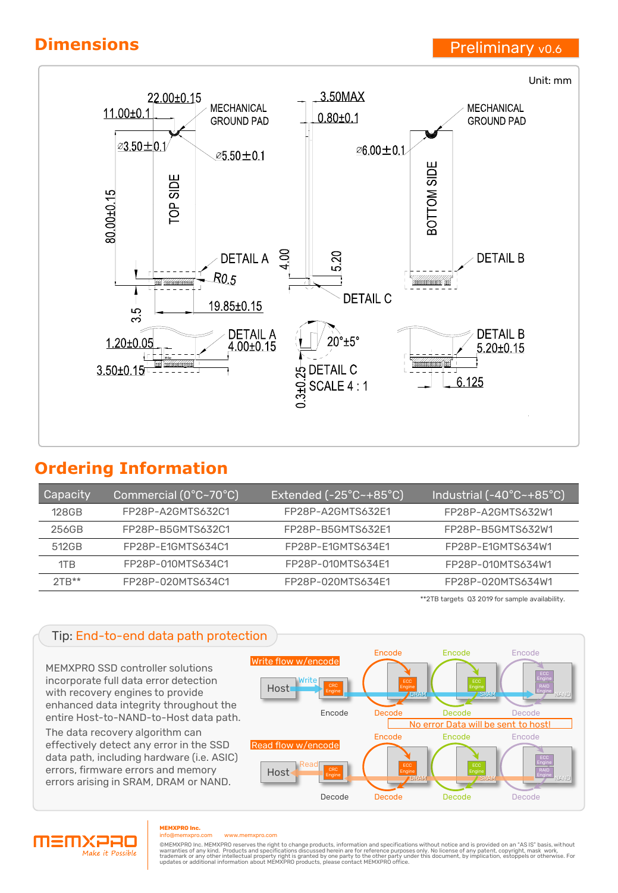## Dimensions

Preliminary v0.6

Unit: mm

22.00±0.15
11.00±0.1
MECHANICAL GROUND PAD
⌀3.50±0.1
⌀5.50±0.1
80.00±0.15
TOP SIDE
DETAIL A
R0.5
3.5
19.85±0.15
3.50MAX
0.80±0.1
⌀6.00±0.1
4.00
5.20
DETAIL C
MECHANICAL GROUND PAD
BOTTOM SIDE
DETAIL B
1.20±0.05
3.50±0.15
DETAIL A
4.00±0.15
20°±5°
0.3±0.25
DETAIL C
SCALE 4 : 1
DETAIL B
5.20±0.15
6.125

## Ordering Information

| Capacity | Commercial (0°C~70°C) | Extended (-25°C~+85°C) | Industrial (-40°C~+85°C) |
|---|---|---|---|
| 128GB | FP28P-A2GMTS632C1 | FP28P-A2GMTS632E1 | FP28P-A2GMTS632W1 |
| 256GB | FP28P-B5GMTS632C1 | FP28P-B5GMTS632E1 | FP28P-B5GMTS632W1 |
| 512GB | FP28P-E1GMTS634C1 | FP28P-E1GMTS634E1 | FP28P-E1GMTS634W1 |
| 1TB | FP28P-010MTS634C1 | FP28P-010MTS634E1 | FP28P-010MTS634W1 |
| 2TB** | FP28P-020MTS634C1 | FP28P-020MTS634E1 | FP28P-020MTS634W1 |

**2TB targets Q3 2019 for sample availability.

### Tip: End-to-end data path protection

MEMXPRO SSD controller solutions incorporate full data error detection with recovery engines to provide enhanced data integrity throughout the entire Host-to-NAND-to-Host data path.

The data recovery algorithm can effectively detect any error in the SSD data path, including hardware (i.e. ASIC) errors, firmware errors and memory errors arising in SRAM, DRAM or NAND.

Write flow w/encode
Host
Write
CRC Engine
Encode
Encode
Encode
Encode
ECC Engine
DRAM
ECC Engine
SRAM
ECC Engine
RAID Engine
NAND
Decode
Decode
Decode
No error Data will be sent to host!

Read flow w/encode
Host
Read
CRC Engine
Decode
Encode
Encode
Encode
ECC Engine
DRAM
ECC Engine
SRAM
ECC Engine
RAID Engine
NAND
Decode
Decode
Decode

MEMXPRO
Make it Possible

MEMXPRO Inc.
info@memxpro.com www.memxpro.com

©MEMXPRO Inc. MEMXPRO reserves the right to change products, information and specifications without notice and is provided on an "AS IS" basis, without warranties of any kind. Products and specifications discussed herein are for reference purposes only. No license of any patent, copyright, mask work, trademark or any other intellectual property right is granted by one party to the other party under this document, by implication, estoppels or otherwise. For updates or additional information about MEMXPRO products, please contact MEMXPRO office.